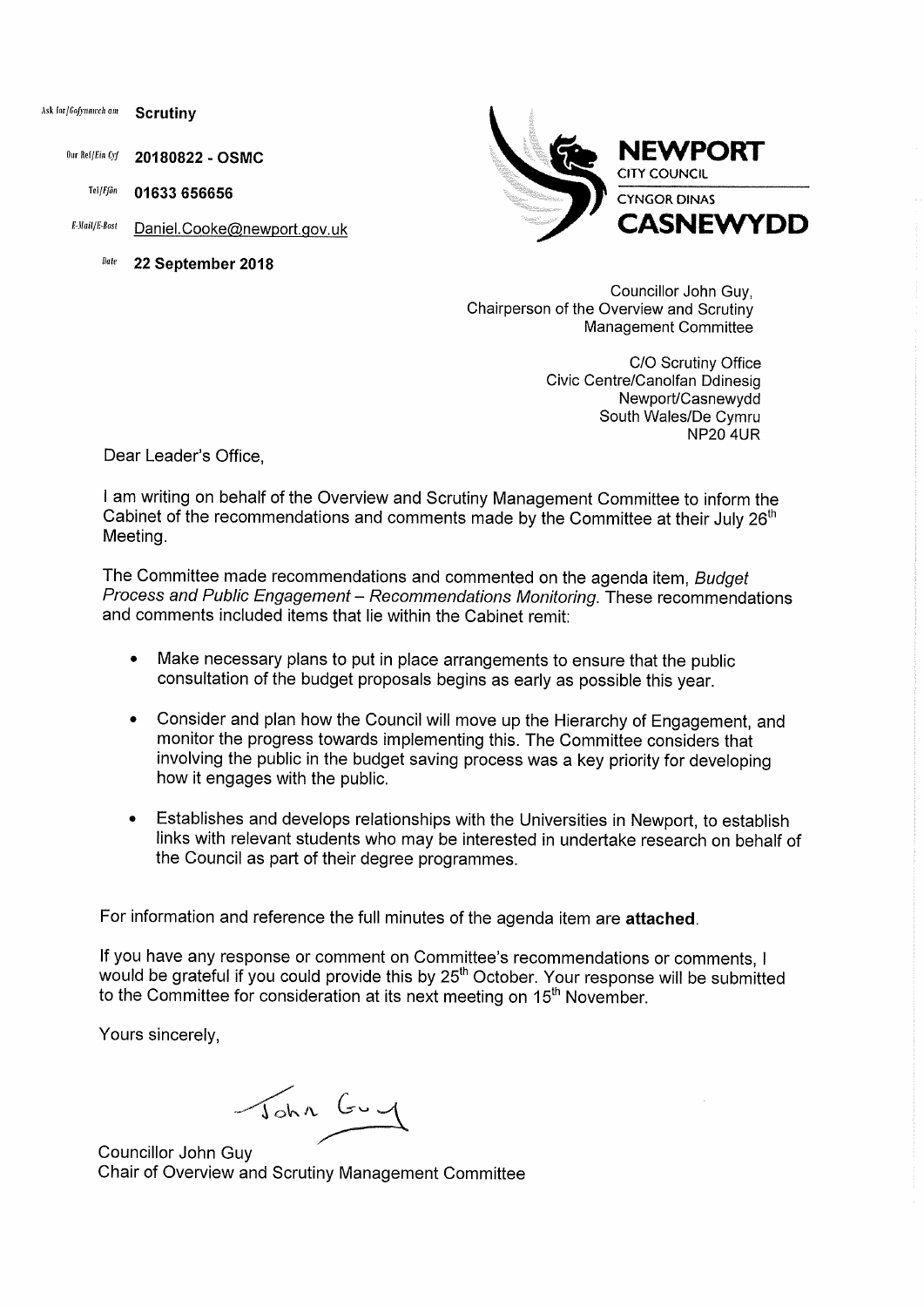Ask for/*Gofynnwch am* **Scrutiny**

Our Ref/*Ein Cyf* **20180822 - OSMC**

Tel/*Ffôn* **01633 656656**

E-Mail/*E-Bost* Daniel.Cooke@newport.gov.uk

Date **22 September 2018**

**NEWPORT**
CITY COUNCIL
CYNGOR DINAS
**CASNEWYDD**

Councillor John Guy,
Chairperson of the Overview and Scrutiny
Management Committee

C/O Scrutiny Office
Civic Centre/Canolfan Ddinesig
Newport/Casnewydd
South Wales/De Cymru
NP20 4UR

Dear Leader's Office,

I am writing on behalf of the Overview and Scrutiny Management Committee to inform the Cabinet of the recommendations and comments made by the Committee at their July 26th Meeting.

The Committee made recommendations and commented on the agenda item, *Budget Process and Public Engagement – Recommendations Monitoring.* These recommendations and comments included items that lie within the Cabinet remit:

- Make necessary plans to put in place arrangements to ensure that the public consultation of the budget proposals begins as early as possible this year.
- Consider and plan how the Council will move up the Hierarchy of Engagement, and monitor the progress towards implementing this. The Committee considers that involving the public in the budget saving process was a key priority for developing how it engages with the public.
- Establishes and develops relationships with the Universities in Newport, to establish links with relevant students who may be interested in undertake research on behalf of the Council as part of their degree programmes.

For information and reference the full minutes of the agenda item are **attached**.

If you have any response or comment on Committee's recommendations or comments, I would be grateful if you could provide this by 25th October. Your response will be submitted to the Committee for consideration at its next meeting on 15th November.

Yours sincerely,

John Guy

Councillor John Guy
Chair of Overview and Scrutiny Management Committee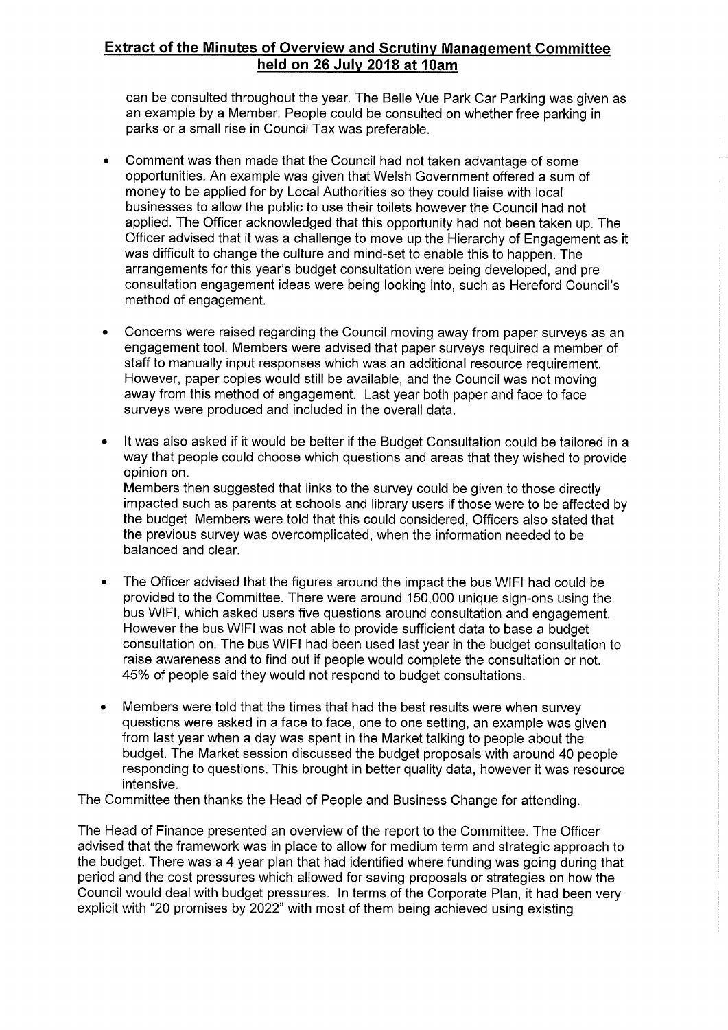can be consulted throughout the year. The Belle Vue Park Car Parking was given as an example by a Member. People could be consulted on whether free parking in parks or a small rise in Council Tax was preferable.

- Comment was then made that the Council had not taken advantage of some opportunities. An example was given that Welsh Government offered a sum of money to be applied for by Local Authorities so they could liaise with local businesses to allow the public to use their toilets however the Council had not applied. The Officer acknowledged that this opportunity had not been taken up. The Officer advised that it was a challenge to move up the Hierarchy of Engagement as it was difficult to change the culture and mind-set to enable this to happen. The arrangements for this year's budget consultation were being developed, and pre consultation engagement ideas were being looking into, such as Hereford Council's method of engagement.

- Concerns were raised regarding the Council moving away from paper surveys as an engagement tool. Members were advised that paper surveys required a member of staff to manually input responses which was an additional resource requirement. However, paper copies would still be available, and the Council was not moving away from this method of engagement. Last year both paper and face to face surveys were produced and included in the overall data.

- It was also asked if it would be better if the Budget Consultation could be tailored in a way that people could choose which questions and areas that they wished to provide opinion on.
  Members then suggested that links to the survey could be given to those directly impacted such as parents at schools and library users if those were to be affected by the budget. Members were told that this could considered, Officers also stated that the previous survey was overcomplicated, when the information needed to be balanced and clear.

- The Officer advised that the figures around the impact the bus WIFI had could be provided to the Committee. There were around 150,000 unique sign-ons using the bus WIFI, which asked users five questions around consultation and engagement. However the bus WIFI was not able to provide sufficient data to base a budget consultation on. The bus WIFI had been used last year in the budget consultation to raise awareness and to find out if people would complete the consultation or not. 45% of people said they would not respond to budget consultations.

- Members were told that the times that had the best results were when survey questions were asked in a face to face, one to one setting, an example was given from last year when a day was spent in the Market talking to people about the budget. The Market session discussed the budget proposals with around 40 people responding to questions. This brought in better quality data, however it was resource intensive.

The Committee then thanks the Head of People and Business Change for attending.

The Head of Finance presented an overview of the report to the Committee. The Officer advised that the framework was in place to allow for medium term and strategic approach to the budget. There was a 4 year plan that had identified where funding was going during that period and the cost pressures which allowed for saving proposals or strategies on how the Council would deal with budget pressures. In terms of the Corporate Plan, it had been very explicit with "20 promises by 2022" with most of them being achieved using existing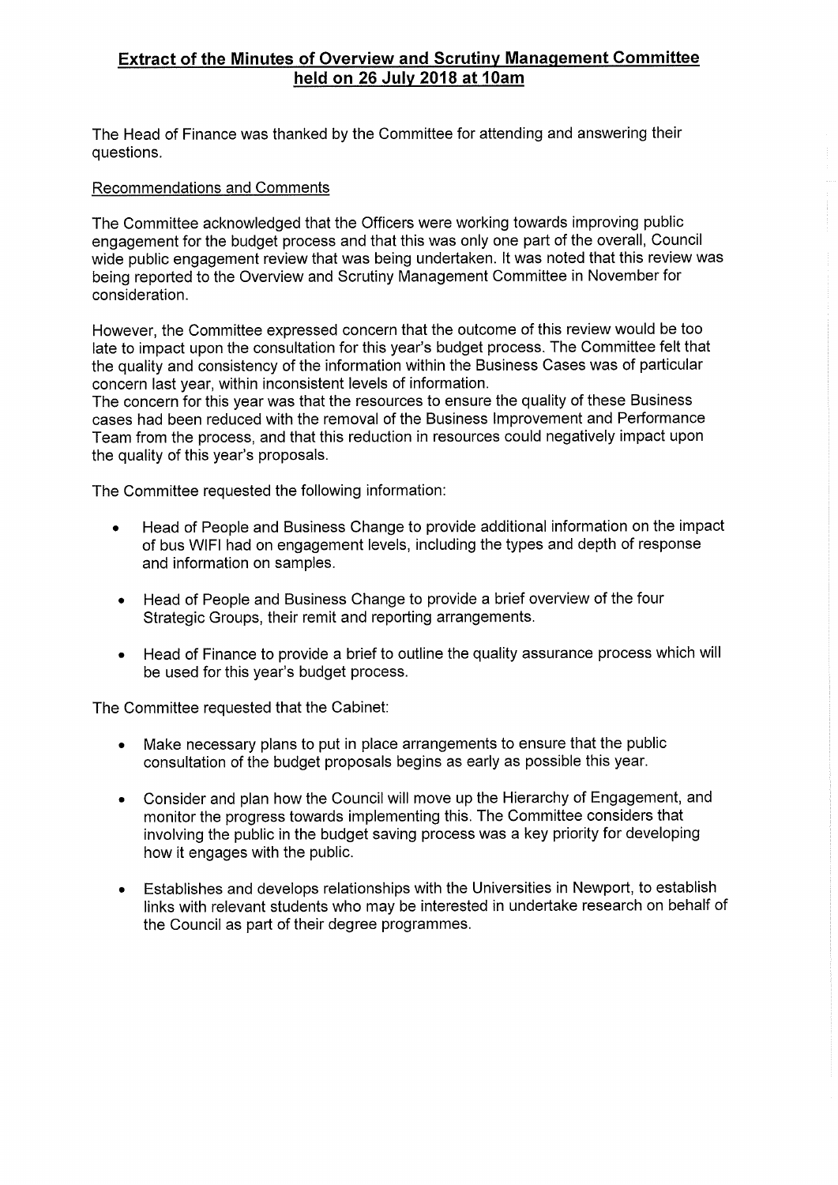# Extract of the Minutes of Overview and Scrutiny Management Committee held on 26 July 2018 at 10am

The Head of Finance was thanked by the Committee for attending and answering their questions.

Recommendations and Comments

The Committee acknowledged that the Officers were working towards improving public engagement for the budget process and that this was only one part of the overall, Council wide public engagement review that was being undertaken. It was noted that this review was being reported to the Overview and Scrutiny Management Committee in November for consideration.

However, the Committee expressed concern that the outcome of this review would be too late to impact upon the consultation for this year's budget process. The Committee felt that the quality and consistency of the information within the Business Cases was of particular concern last year, within inconsistent levels of information.
The concern for this year was that the resources to ensure the quality of these Business cases had been reduced with the removal of the Business Improvement and Performance Team from the process, and that this reduction in resources could negatively impact upon the quality of this year's proposals.

The Committee requested the following information:

- Head of People and Business Change to provide additional information on the impact of bus WIFI had on engagement levels, including the types and depth of response and information on samples.
- Head of People and Business Change to provide a brief overview of the four Strategic Groups, their remit and reporting arrangements.
- Head of Finance to provide a brief to outline the quality assurance process which will be used for this year's budget process.

The Committee requested that the Cabinet:

- Make necessary plans to put in place arrangements to ensure that the public consultation of the budget proposals begins as early as possible this year.
- Consider and plan how the Council will move up the Hierarchy of Engagement, and monitor the progress towards implementing this. The Committee considers that involving the public in the budget saving process was a key priority for developing how it engages with the public.
- Establishes and develops relationships with the Universities in Newport, to establish links with relevant students who may be interested in undertake research on behalf of the Council as part of their degree programmes.